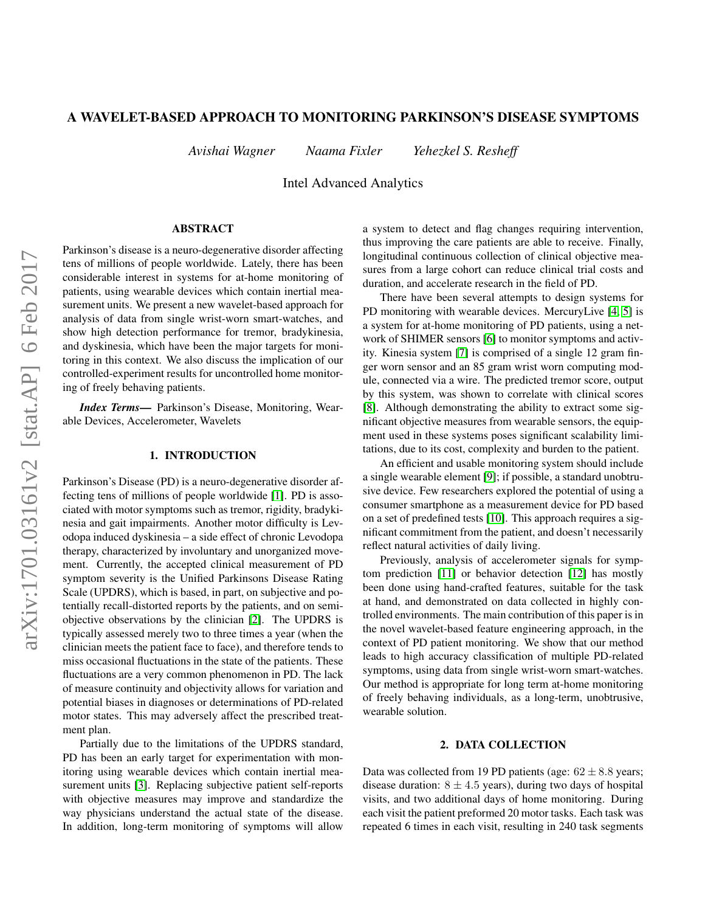# A WAVELET-BASED APPROACH TO MONITORING PARKINSON'S DISEASE SYMPTOMS

*Avishai Wagner* *Naama Fixler* *Yehezkel S. Resheff*

Intel Advanced Analytics

## ABSTRACT

Parkinson's disease is a neuro-degenerative disorder affecting tens of millions of people worldwide. Lately, there has been considerable interest in systems for at-home monitoring of patients, using wearable devices which contain inertial measurement units. We present a new wavelet-based approach for analysis of data from single wrist-worn smart-watches, and show high detection performance for tremor, bradykinesia, and dyskinesia, which have been the major targets for monitoring in this context. We also discuss the implication of our controlled-experiment results for uncontrolled home monitoring of freely behaving patients.

***Index Terms*—** Parkinson's Disease, Monitoring, Wearable Devices, Accelerometer, Wavelets

## 1. INTRODUCTION

Parkinson's Disease (PD) is a neuro-degenerative disorder affecting tens of millions of people worldwide [1]. PD is associated with motor symptoms such as tremor, rigidity, bradykinesia and gait impairments. Another motor difficulty is Levodopa induced dyskinesia – a side effect of chronic Levodopa therapy, characterized by involuntary and unorganized movement. Currently, the accepted clinical measurement of PD symptom severity is the Unified Parkinsons Disease Rating Scale (UPDRS), which is based, in part, on subjective and potentially recall-distorted reports by the patients, and on semi-objective observations by the clinician [2]. The UPDRS is typically assessed merely two to three times a year (when the clinician meets the patient face to face), and therefore tends to miss occasional fluctuations in the state of the patients. These fluctuations are a very common phenomenon in PD. The lack of measure continuity and objectivity allows for variation and potential biases in diagnoses or determinations of PD-related motor states. This may adversely affect the prescribed treatment plan.

Partially due to the limitations of the UPDRS standard, PD has been an early target for experimentation with monitoring using wearable devices which contain inertial measurement units [3]. Replacing subjective patient self-reports with objective measures may improve and standardize the way physicians understand the actual state of the disease. In addition, long-term monitoring of symptoms will allow a system to detect and flag changes requiring intervention, thus improving the care patients are able to receive. Finally, longitudinal continuous collection of clinical objective measures from a large cohort can reduce clinical trial costs and duration, and accelerate research in the field of PD.

There have been several attempts to design systems for PD monitoring with wearable devices. MercuryLive [4, 5] is a system for at-home monitoring of PD patients, using a network of SHIMER sensors [6] to monitor symptoms and activity. Kinesia system [7] is comprised of a single 12 gram finger worn sensor and an 85 gram wrist worn computing module, connected via a wire. The predicted tremor score, output by this system, was shown to correlate with clinical scores [8]. Although demonstrating the ability to extract some significant objective measures from wearable sensors, the equipment used in these systems poses significant scalability limitations, due to its cost, complexity and burden to the patient.

An efficient and usable monitoring system should include a single wearable element [9]; if possible, a standard unobtrusive device. Few researchers explored the potential of using a consumer smartphone as a measurement device for PD based on a set of predefined tests [10]. This approach requires a significant commitment from the patient, and doesn't necessarily reflect natural activities of daily living.

Previously, analysis of accelerometer signals for symptom prediction [11] or behavior detection [12] has mostly been done using hand-crafted features, suitable for the task at hand, and demonstrated on data collected in highly controlled environments. The main contribution of this paper is in the novel wavelet-based feature engineering approach, in the context of PD patient monitoring. We show that our method leads to high accuracy classification of multiple PD-related symptoms, using data from single wrist-worn smart-watches. Our method is appropriate for long term at-home monitoring of freely behaving individuals, as a long-term, unobtrusive, wearable solution.

## 2. DATA COLLECTION

Data was collected from 19 PD patients (age: $62 \pm 8.8$ years; disease duration: $8 \pm 4.5$ years), during two days of hospital visits, and two additional days of home monitoring. During each visit the patient preformed 20 motor tasks. Each task was repeated 6 times in each visit, resulting in 240 task segments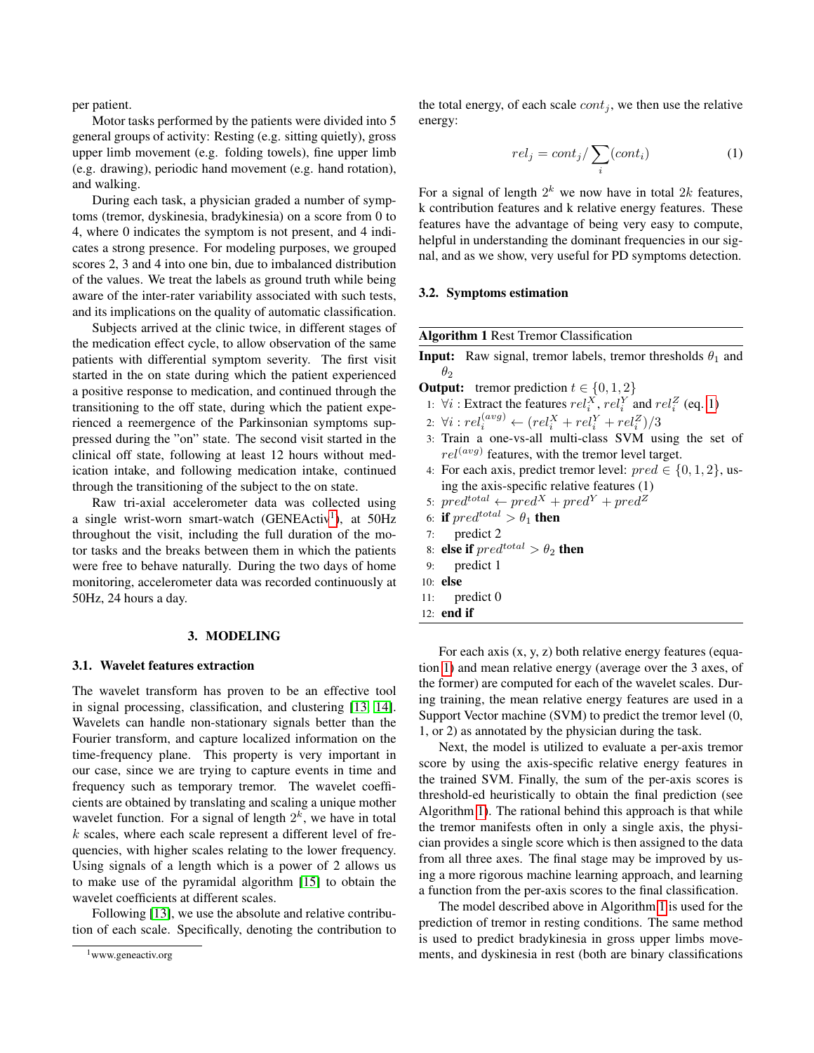per patient.

Motor tasks performed by the patients were divided into 5 general groups of activity: Resting (e.g. sitting quietly), gross upper limb movement (e.g. folding towels), fine upper limb (e.g. drawing), periodic hand movement (e.g. hand rotation), and walking.

During each task, a physician graded a number of symptoms (tremor, dyskinesia, bradykinesia) on a score from 0 to 4, where 0 indicates the symptom is not present, and 4 indicates a strong presence. For modeling purposes, we grouped scores 2, 3 and 4 into one bin, due to imbalanced distribution of the values. We treat the labels as ground truth while being aware of the inter-rater variability associated with such tests, and its implications on the quality of automatic classification.

Subjects arrived at the clinic twice, in different stages of the medication effect cycle, to allow observation of the same patients with differential symptom severity. The first visit started in the on state during which the patient experienced a positive response to medication, and continued through the transitioning to the off state, during which the patient experienced a reemergence of the Parkinsonian symptoms suppressed during the "on" state. The second visit started in the clinical off state, following at least 12 hours without medication intake, and following medication intake, continued through the transitioning of the subject to the on state.

Raw tri-axial accelerometer data was collected using a single wrist-worn smart-watch (GENEActiv[1]), at 50Hz throughout the visit, including the full duration of the motor tasks and the breaks between them in which the patients were free to behave naturally. During the two days of home monitoring, accelerometer data was recorded continuously at 50Hz, 24 hours a day.

## 3. MODELING

### 3.1. Wavelet features extraction

The wavelet transform has proven to be an effective tool in signal processing, classification, and clustering [13, 14]. Wavelets can handle non-stationary signals better than the Fourier transform, and capture localized information on the time-frequency plane. This property is very important in our case, since we are trying to capture events in time and frequency such as temporary tremor. The wavelet coefficients are obtained by translating and scaling a unique mother wavelet function. For a signal of length $2^k$, we have in total $k$ scales, where each scale represent a different level of frequencies, with higher scales relating to the lower frequency. Using signals of a length which is a power of 2 allows us to make use of the pyramidal algorithm [15] to obtain the wavelet coefficients at different scales.

Following [13], we use the absolute and relative contribution of each scale. Specifically, denoting the contribution to the total energy, of each scale $cont_j$, we then use the relative energy:

$$rel_j = cont_j / \sum_i (cont_i) \qquad (1)$$

For a signal of length $2^k$ we now have in total $2k$ features, k contribution features and k relative energy features. These features have the advantage of being very easy to compute, helpful in understanding the dominant frequencies in our signal, and as we show, very useful for PD symptoms detection.

### 3.2. Symptoms estimation

**Algorithm 1** Rest Tremor Classification

**Input:** Raw signal, tremor labels, tremor thresholds $\theta_1$ and $\theta_2$

**Output:** tremor prediction $t \in \{0, 1, 2\}$

1. $\forall i$ : Extract the features $rel_i^X$, $rel_i^Y$ and $rel_i^Z$ (eq. 1)
2. $\forall i : rel_i^{(avg)} \leftarrow (rel_i^X + rel_i^Y + rel_i^Z)/3$
3. Train a one-vs-all multi-class SVM using the set of $rel^{(avg)}$ features, with the tremor level target.
4. For each axis, predict tremor level: $pred \in \{0, 1, 2\}$, using the axis-specific relative features (1)
5. $pred^{total} \leftarrow pred^X + pred^Y + pred^Z$
6. **if** $pred^{total} > \theta_1$ **then**
7. predict 2
8. **else if** $pred^{total} > \theta_2$ **then**
9. predict 1
10. **else**
11. predict 0
12. **end if**

For each axis (x, y, z) both relative energy features (equation 1) and mean relative energy (average over the 3 axes, of the former) are computed for each of the wavelet scales. During training, the mean relative energy features are used in a Support Vector machine (SVM) to predict the tremor level (0, 1, or 2) as annotated by the physician during the task.

Next, the model is utilized to evaluate a per-axis tremor score by using the axis-specific relative energy features in the trained SVM. Finally, the sum of the per-axis scores is threshold-ed heuristically to obtain the final prediction (see Algorithm 1). The rational behind this approach is that while the tremor manifests often in only a single axis, the physician provides a single score which is then assigned to the data from all three axes. The final stage may be improved by using a more rigorous machine learning approach, and learning a function from the per-axis scores to the final classification.

The model described above in Algorithm 1 is used for the prediction of tremor in resting conditions. The same method is used to predict bradykinesia in gross upper limbs movements, and dyskinesia in rest (both are binary classifications

[1] www.geneactiv.org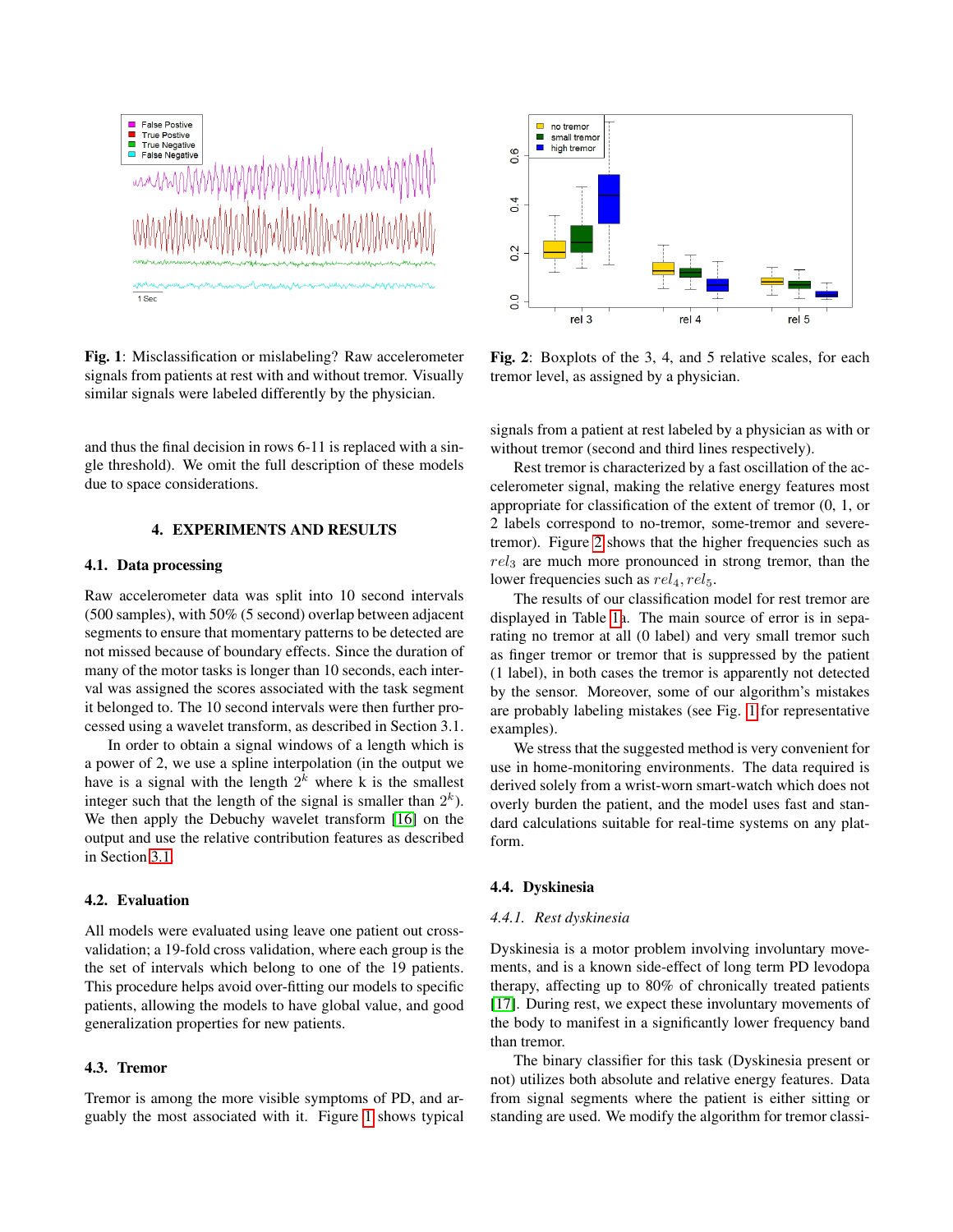**Fig. 1**: Misclassification or mislabeling? Raw accelerometer signals from patients at rest with and without tremor. Visually similar signals were labeled differently by the physician.

**Fig. 2**: Boxplots of the 3, 4, and 5 relative scales, for each tremor level, as assigned by a physician.

and thus the final decision in rows 6-11 is replaced with a single threshold). We omit the full description of these models due to space considerations.

## 4. EXPERIMENTS AND RESULTS

### 4.1. Data processing

Raw accelerometer data was split into 10 second intervals (500 samples), with 50% (5 second) overlap between adjacent segments to ensure that momentary patterns to be detected are not missed because of boundary effects. Since the duration of many of the motor tasks is longer than 10 seconds, each interval was assigned the scores associated with the task segment it belonged to. The 10 second intervals were then further processed using a wavelet transform, as described in Section 3.1.

In order to obtain a signal windows of a length which is a power of 2, we use a spline interpolation (in the output we have is a signal with the length $2^k$ where k is the smallest integer such that the length of the signal is smaller than $2^k$). We then apply the Debuchy wavelet transform [16] on the output and use the relative contribution features as described in Section 3.1.

### 4.2. Evaluation

All models were evaluated using leave one patient out cross-validation; a 19-fold cross validation, where each group is the the set of intervals which belong to one of the 19 patients. This procedure helps avoid over-fitting our models to specific patients, allowing the models to have global value, and good generalization properties for new patients.

### 4.3. Tremor

Tremor is among the more visible symptoms of PD, and arguably the most associated with it. Figure 1 shows typical signals from a patient at rest labeled by a physician as with or without tremor (second and third lines respectively).

Rest tremor is characterized by a fast oscillation of the accelerometer signal, making the relative energy features most appropriate for classification of the extent of tremor (0, 1, or 2 labels correspond to no-tremor, some-tremor and severe-tremor). Figure 2 shows that the higher frequencies such as $rel_3$ are much more pronounced in strong tremor, than the lower frequencies such as $rel_4, rel_5$.

The results of our classification model for rest tremor are displayed in Table 1a. The main source of error is in separating no tremor at all (0 label) and very small tremor such as finger tremor or tremor that is suppressed by the patient (1 label), in both cases the tremor is apparently not detected by the sensor. Moreover, some of our algorithm's mistakes are probably labeling mistakes (see Fig. 1 for representative examples).

We stress that the suggested method is very convenient for use in home-monitoring environments. The data required is derived solely from a wrist-worn smart-watch which does not overly burden the patient, and the model uses fast and standard calculations suitable for real-time systems on any platform.

### 4.4. Dyskinesia

#### *4.4.1. Rest dyskinesia*

Dyskinesia is a motor problem involving involuntary movements, and is a known side-effect of long term PD levodopa therapy, affecting up to 80% of chronically treated patients [17]. During rest, we expect these involuntary movements of the body to manifest in a significantly lower frequency band than tremor.

The binary classifier for this task (Dyskinesia present or not) utilizes both absolute and relative energy features. Data from signal segments where the patient is either sitting or standing are used. We modify the algorithm for tremor classi-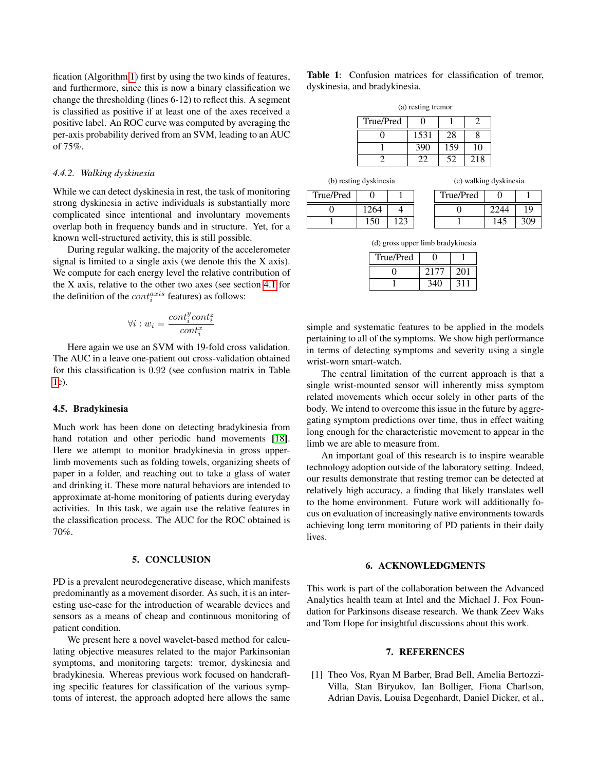fication (Algorithm 1) first by using the two kinds of features, and furthermore, since this is now a binary classification we change the thresholding (lines 6-12) to reflect this. A segment is classified as positive if at least one of the axes received a positive label. An ROC curve was computed by averaging the per-axis probability derived from an SVM, leading to an AUC of 75%.

#### 4.4.2. Walking dyskinesia

While we can detect dyskinesia in rest, the task of monitoring strong dyskinesia in active individuals is substantially more complicated since intentional and involuntary movements overlap both in frequency bands and in structure. Yet, for a known well-structured activity, this is still possible.

During regular walking, the majority of the accelerometer signal is limited to a single axis (we denote this the X axis). We compute for each energy level the relative contribution of the X axis, relative to the other two axes (see section 4.1 for the definition of the $cont_i^{axis}$ features) as follows:

$$\forall i : w_i = \frac{cont_i^y cont_i^z}{cont_i^x}$$

Here again we use an SVM with 19-fold cross validation. The AUC in a leave one-patient out cross-validation obtained for this classification is 0.92 (see confusion matrix in Table 1c).

### 4.5. Bradykinesia

Much work has been done on detecting bradykinesia from hand rotation and other periodic hand movements [18]. Here we attempt to monitor bradykinesia in gross upper-limb movements such as folding towels, organizing sheets of paper in a folder, and reaching out to take a glass of water and drinking it. These more natural behaviors are intended to approximate at-home monitoring of patients during everyday activities. In this task, we again use the relative features in the classification process. The AUC for the ROC obtained is 70%.

**Table 1**: Confusion matrices for classification of tremor, dyskinesia, and bradykinesia.

(a) resting tremor

| True/Pred | 0 | 1 | 2 |
|---|---|---|---|
| 0 | 1531 | 28 | 8 |
| 1 | 390 | 159 | 10 |
| 2 | 22 | 52 | 218 |

(b) resting dyskinesia

| True/Pred | 0 | 1 |
|---|---|---|
| 0 | 1264 | 4 |
| 1 | 150 | 123 |

(c) walking dyskinesia

| True/Pred | 0 | 1 |
|---|---|---|
| 0 | 2244 | 19 |
| 1 | 145 | 309 |

(d) gross upper limb bradykinesia

| True/Pred | 0 | 1 |
|---|---|---|
| 0 | 2177 | 201 |
| 1 | 340 | 311 |

## 5. CONCLUSION

PD is a prevalent neurodegenerative disease, which manifests predominantly as a movement disorder. As such, it is an interesting use-case for the introduction of wearable devices and sensors as a means of cheap and continuous monitoring of patient condition.

We present here a novel wavelet-based method for calculating objective measures related to the major Parkinsonian symptoms, and monitoring targets: tremor, dyskinesia and bradykinesia. Whereas previous work focused on handcrafting specific features for classification of the various symptoms of interest, the approach adopted here allows the same simple and systematic features to be applied in the models pertaining to all of the symptoms. We show high performance in terms of detecting symptoms and severity using a single wrist-worn smart-watch.

The central limitation of the current approach is that a single wrist-mounted sensor will inherently miss symptom related movements which occur solely in other parts of the body. We intend to overcome this issue in the future by aggregating symptom predictions over time, thus in effect waiting long enough for the characteristic movement to appear in the limb we are able to measure from.

An important goal of this research is to inspire wearable technology adoption outside of the laboratory setting. Indeed, our results demonstrate that resting tremor can be detected at relatively high accuracy, a finding that likely translates well to the home environment. Future work will additionally focus on evaluation of increasingly native environments towards achieving long term monitoring of PD patients in their daily lives.

## 6. ACKNOWLEDGMENTS

This work is part of the collaboration between the Advanced Analytics health team at Intel and the Michael J. Fox Foundation for Parkinsons disease research. We thank Zeev Waks and Tom Hope for insightful discussions about this work.

## 7. REFERENCES

[1] Theo Vos, Ryan M Barber, Brad Bell, Amelia Bertozzi-Villa, Stan Biryukov, Ian Bolliger, Fiona Charlson, Adrian Davis, Louisa Degenhardt, Daniel Dicker, et al.,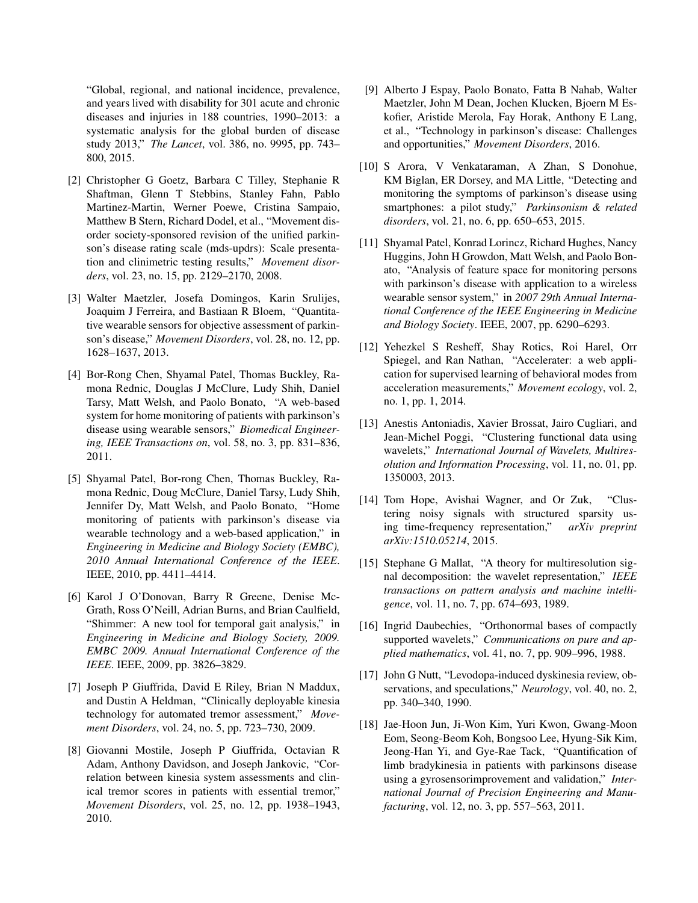"Global, regional, and national incidence, prevalence, and years lived with disability for 301 acute and chronic diseases and injuries in 188 countries, 1990–2013: a systematic analysis for the global burden of disease study 2013," *The Lancet*, vol. 386, no. 9995, pp. 743–800, 2015.

[2] Christopher G Goetz, Barbara C Tilley, Stephanie R Shaftman, Glenn T Stebbins, Stanley Fahn, Pablo Martinez-Martin, Werner Poewe, Cristina Sampaio, Matthew B Stern, Richard Dodel, et al., "Movement disorder society-sponsored revision of the unified parkinson's disease rating scale (mds-updrs): Scale presentation and clinimetric testing results," *Movement disorders*, vol. 23, no. 15, pp. 2129–2170, 2008.

[3] Walter Maetzler, Josefa Domingos, Karin Srulijes, Joaquim J Ferreira, and Bastiaan R Bloem, "Quantitative wearable sensors for objective assessment of parkinson's disease," *Movement Disorders*, vol. 28, no. 12, pp. 1628–1637, 2013.

[4] Bor-Rong Chen, Shyamal Patel, Thomas Buckley, Ramona Rednic, Douglas J McClure, Ludy Shih, Daniel Tarsy, Matt Welsh, and Paolo Bonato, "A web-based system for home monitoring of patients with parkinson's disease using wearable sensors," *Biomedical Engineering, IEEE Transactions on*, vol. 58, no. 3, pp. 831–836, 2011.

[5] Shyamal Patel, Bor-rong Chen, Thomas Buckley, Ramona Rednic, Doug McClure, Daniel Tarsy, Ludy Shih, Jennifer Dy, Matt Welsh, and Paolo Bonato, "Home monitoring of patients with parkinson's disease via wearable technology and a web-based application," in *Engineering in Medicine and Biology Society (EMBC), 2010 Annual International Conference of the IEEE*. IEEE, 2010, pp. 4411–4414.

[6] Karol J O'Donovan, Barry R Greene, Denise McGrath, Ross O'Neill, Adrian Burns, and Brian Caulfield, "Shimmer: A new tool for temporal gait analysis," in *Engineering in Medicine and Biology Society, 2009. EMBC 2009. Annual International Conference of the IEEE*. IEEE, 2009, pp. 3826–3829.

[7] Joseph P Giuffrida, David E Riley, Brian N Maddux, and Dustin A Heldman, "Clinically deployable kinesia technology for automated tremor assessment," *Movement Disorders*, vol. 24, no. 5, pp. 723–730, 2009.

[8] Giovanni Mostile, Joseph P Giuffrida, Octavian R Adam, Anthony Davidson, and Joseph Jankovic, "Correlation between kinesia system assessments and clinical tremor scores in patients with essential tremor," *Movement Disorders*, vol. 25, no. 12, pp. 1938–1943, 2010.

[9] Alberto J Espay, Paolo Bonato, Fatta B Nahab, Walter Maetzler, John M Dean, Jochen Klucken, Bjoern M Eskofier, Aristide Merola, Fay Horak, Anthony E Lang, et al., "Technology in parkinson's disease: Challenges and opportunities," *Movement Disorders*, 2016.

[10] S Arora, V Venkataraman, A Zhan, S Donohue, KM Biglan, ER Dorsey, and MA Little, "Detecting and monitoring the symptoms of parkinson's disease using smartphones: a pilot study," *Parkinsonism & related disorders*, vol. 21, no. 6, pp. 650–653, 2015.

[11] Shyamal Patel, Konrad Lorincz, Richard Hughes, Nancy Huggins, John H Growdon, Matt Welsh, and Paolo Bonato, "Analysis of feature space for monitoring persons with parkinson's disease with application to a wireless wearable sensor system," in *2007 29th Annual International Conference of the IEEE Engineering in Medicine and Biology Society*. IEEE, 2007, pp. 6290–6293.

[12] Yehezkel S Resheff, Shay Rotics, Roi Harel, Orr Spiegel, and Ran Nathan, "Accelerater: a web application for supervised learning of behavioral modes from acceleration measurements," *Movement ecology*, vol. 2, no. 1, pp. 1, 2014.

[13] Anestis Antoniadis, Xavier Brossat, Jairo Cugliari, and Jean-Michel Poggi, "Clustering functional data using wavelets," *International Journal of Wavelets, Multiresolution and Information Processing*, vol. 11, no. 01, pp. 1350003, 2013.

[14] Tom Hope, Avishai Wagner, and Or Zuk, "Clustering noisy signals with structured sparsity using time-frequency representation," *arXiv preprint arXiv:1510.05214*, 2015.

[15] Stephane G Mallat, "A theory for multiresolution signal decomposition: the wavelet representation," *IEEE transactions on pattern analysis and machine intelligence*, vol. 11, no. 7, pp. 674–693, 1989.

[16] Ingrid Daubechies, "Orthonormal bases of compactly supported wavelets," *Communications on pure and applied mathematics*, vol. 41, no. 7, pp. 909–996, 1988.

[17] John G Nutt, "Levodopa-induced dyskinesia review, observations, and speculations," *Neurology*, vol. 40, no. 2, pp. 340–340, 1990.

[18] Jae-Hoon Jun, Ji-Won Kim, Yuri Kwon, Gwang-Moon Eom, Seong-Beom Koh, Bongsoo Lee, Hyung-Sik Kim, Jeong-Han Yi, and Gye-Rae Tack, "Quantification of limb bradykinesia in patients with parkinsons disease using a gyrosensorimprovement and validation," *International Journal of Precision Engineering and Manufacturing*, vol. 12, no. 3, pp. 557–563, 2011.